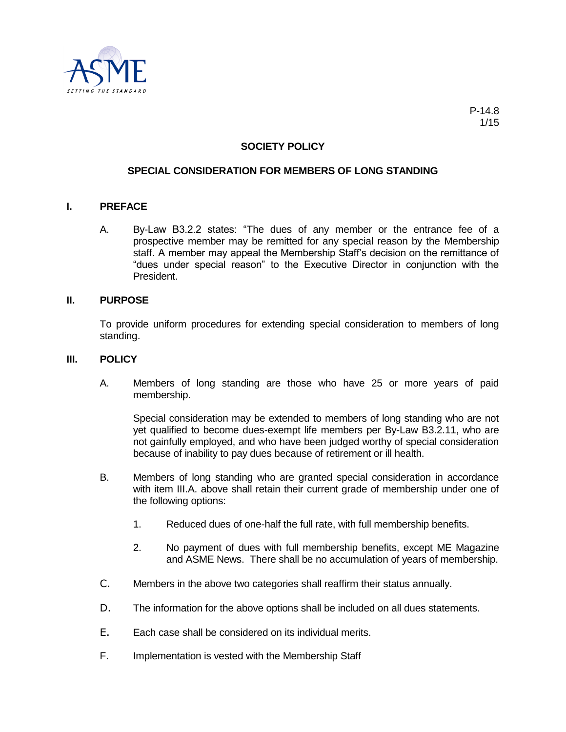P-14.8
1/15

# SOCIETY POLICY

## SPECIAL CONSIDERATION FOR MEMBERS OF LONG STANDING

### I. PREFACE

A. By-Law B3.2.2 states: "The dues of any member or the entrance fee of a prospective member may be remitted for any special reason by the Membership staff. A member may appeal the Membership Staff's decision on the remittance of "dues under special reason" to the Executive Director in conjunction with the President.

### II. PURPOSE

To provide uniform procedures for extending special consideration to members of long standing.

### III. POLICY

A. Members of long standing are those who have 25 or more years of paid membership.

Special consideration may be extended to members of long standing who are not yet qualified to become dues-exempt life members per By-Law B3.2.11, who are not gainfully employed, and who have been judged worthy of special consideration because of inability to pay dues because of retirement or ill health.

B. Members of long standing who are granted special consideration in accordance with item III.A. above shall retain their current grade of membership under one of the following options:

1. Reduced dues of one-half the full rate, with full membership benefits.

2. No payment of dues with full membership benefits, except ME Magazine and ASME News. There shall be no accumulation of years of membership.

C. Members in the above two categories shall reaffirm their status annually.

D. The information for the above options shall be included on all dues statements.

E. Each case shall be considered on its individual merits.

F. Implementation is vested with the Membership Staff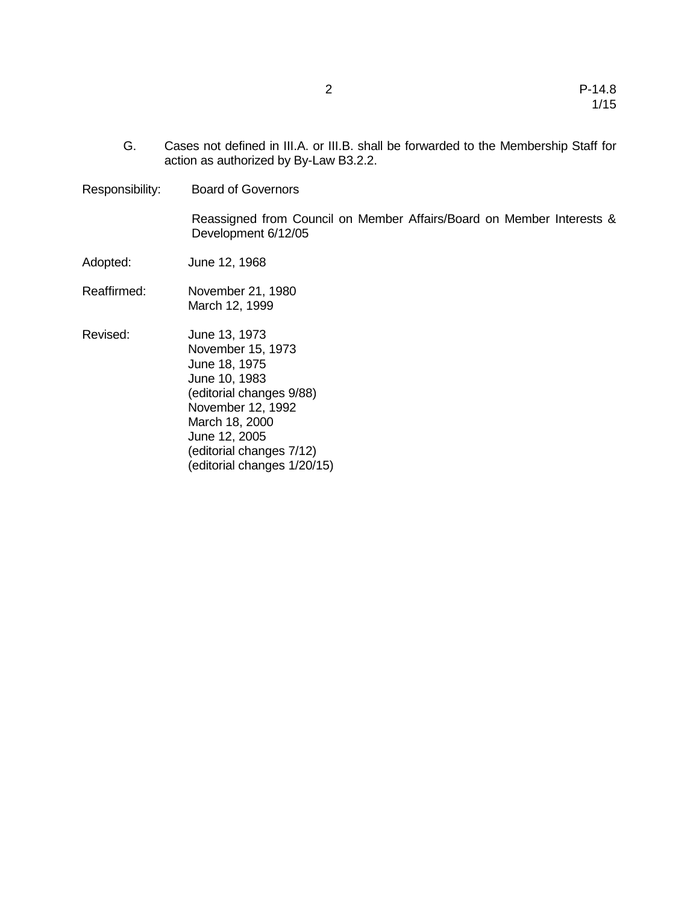G. Cases not defined in III.A. or III.B. shall be forwarded to the Membership Staff for action as authorized by By-Law B3.2.2.

Responsibility: Board of Governors

Reassigned from Council on Member Affairs/Board on Member Interests & Development 6/12/05

Adopted: June 12, 1968

Reaffirmed: November 21, 1980
March 12, 1999

Revised: June 13, 1973
November 15, 1973
June 18, 1975
June 10, 1983
(editorial changes 9/88)
November 12, 1992
March 18, 2000
June 12, 2005
(editorial changes 7/12)
(editorial changes 1/20/15)